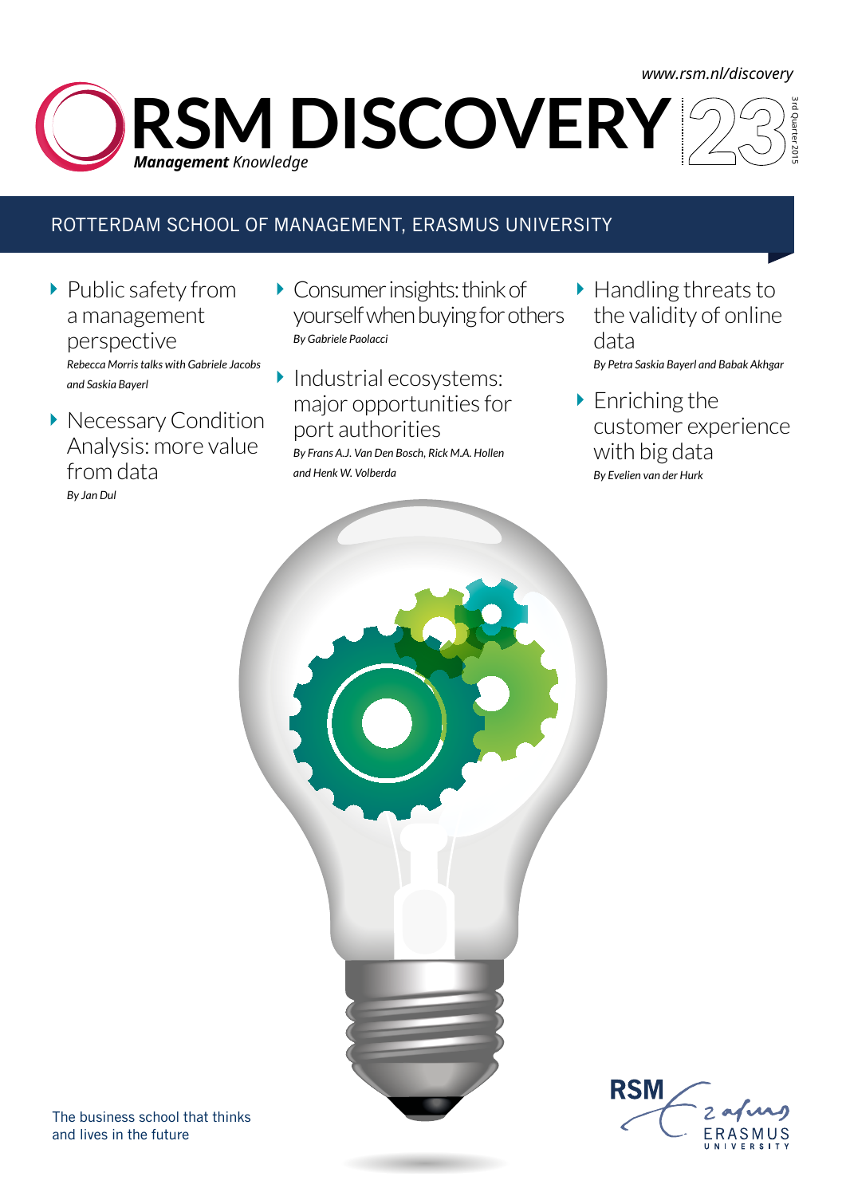www.rsm.nl/discovery

# RSM DISCOVERY 23

***Management** Knowledge*

3rd Quarter 2015

ROTTERDAM SCHOOL OF MANAGEMENT, ERASMUS UNIVERSITY

- Public safety from a management perspective
  *Rebecca Morris talks with Gabriele Jacobs and Saskia Bayerl*

- Necessary Condition Analysis: more value from data
  *By Jan Dul*

- Consumer insights: think of yourself when buying for others
  *By Gabriele Paolacci*

- Industrial ecosystems: major opportunities for port authorities
  *By Frans A.J. Van Den Bosch, Rick M.A. Hollen and Henk W. Volberda*

- Handling threats to the validity of online data
  *By Petra Saskia Bayerl and Babak Akhgar*

- Enriching the customer experience with big data
  *By Evelien van der Hurk*

The business school that thinks and lives in the future

RSM Erasmus University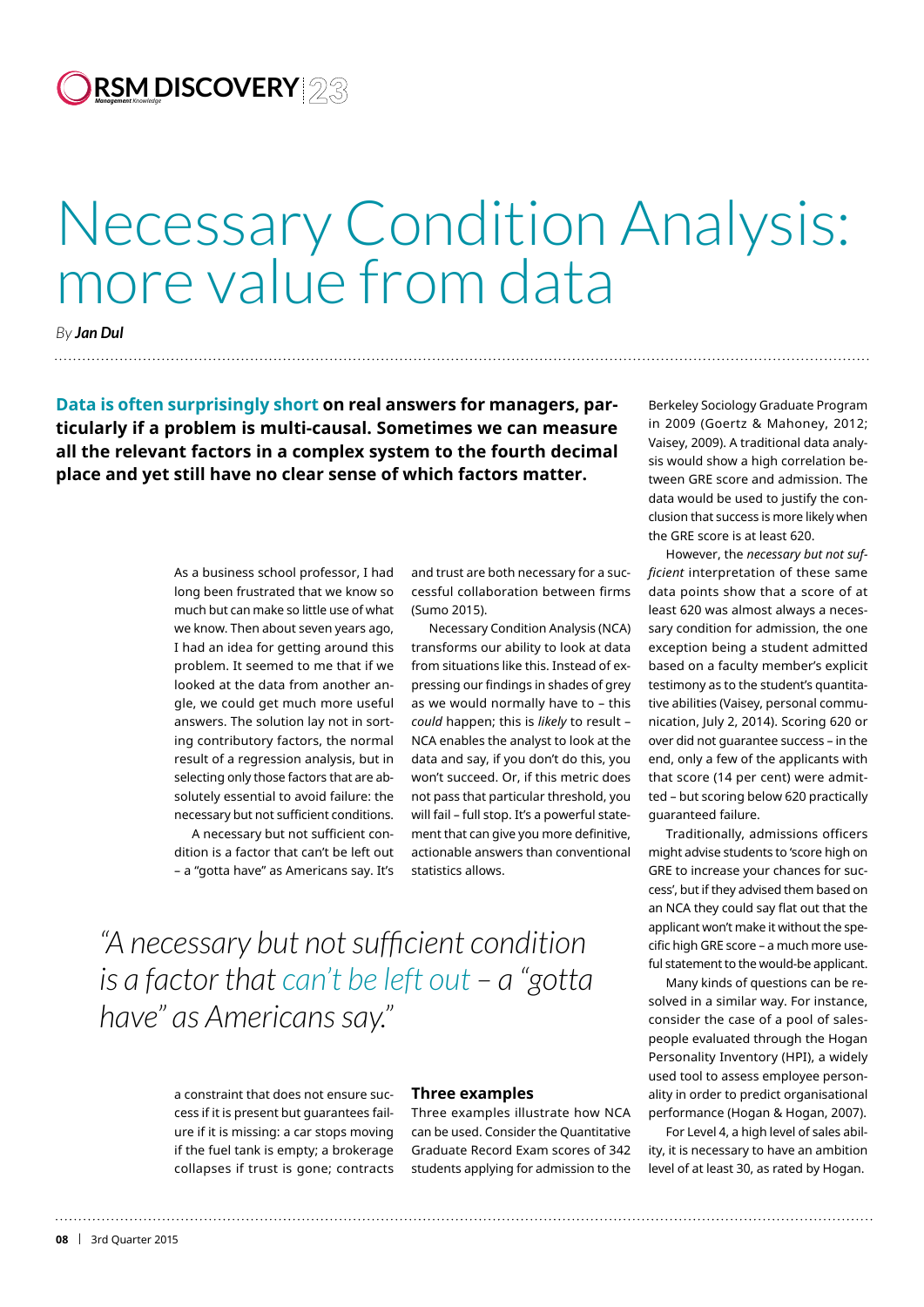# Necessary Condition Analysis: more value from data

*By* ***Jan Dul***

**Data is often surprisingly short on real answers for managers, particularly if a problem is multi-causal. Sometimes we can measure all the relevant factors in a complex system to the fourth decimal place and yet still have no clear sense of which factors matter.**

As a business school professor, I had long been frustrated that we know so much but can make so little use of what we know. Then about seven years ago, I had an idea for getting around this problem. It seemed to me that if we looked at the data from another angle, we could get much more useful answers. The solution lay not in sorting contributory factors, the normal result of a regression analysis, but in selecting only those factors that are absolutely essential to avoid failure: the necessary but not sufficient conditions.

A necessary but not sufficient condition is a factor that can't be left out – a "gotta have" as Americans say. It's a constraint that does not ensure success if it is present but guarantees failure if it is missing: a car stops moving if the fuel tank is empty; a brokerage collapses if trust is gone; contracts and trust are both necessary for a successful collaboration between firms (Sumo 2015).

Necessary Condition Analysis (NCA) transforms our ability to look at data from situations like this. Instead of expressing our findings in shades of grey as we would normally have to – this *could* happen; this is *likely* to result – NCA enables the analyst to look at the data and say, if you don't do this, you won't succeed. Or, if this metric does not pass that particular threshold, you will fail – full stop. It's a powerful statement that can give you more definitive, actionable answers than conventional statistics allows.

> *"A necessary but not sufficient condition is a factor that can't be left out – a "gotta have" as Americans say."*

## Three examples

Three examples illustrate how NCA can be used. Consider the Quantitative Graduate Record Exam scores of 342 students applying for admission to the Berkeley Sociology Graduate Program in 2009 (Goertz & Mahoney, 2012; Vaisey, 2009). A traditional data analysis would show a high correlation between GRE score and admission. The data would be used to justify the conclusion that success is more likely when the GRE score is at least 620.

However, the *necessary but not sufficient* interpretation of these same data points show that a score of at least 620 was almost always a necessary condition for admission, the one exception being a student admitted based on a faculty member's explicit testimony as to the student's quantitative abilities (Vaisey, personal communication, July 2, 2014). Scoring 620 or over did not guarantee success – in the end, only a few of the applicants with that score (14 per cent) were admitted – but scoring below 620 practically guaranteed failure.

Traditionally, admissions officers might advise students to 'score high on GRE to increase your chances for success', but if they advised them based on an NCA they could say flat out that the applicant won't make it without the specific high GRE score – a much more useful statement to the would-be applicant.

Many kinds of questions can be resolved in a similar way. For instance, consider the case of a pool of salespeople evaluated through the Hogan Personality Inventory (HPI), a widely used tool to assess employee personality in order to predict organisational performance (Hogan & Hogan, 2007).

For Level 4, a high level of sales ability, it is necessary to have an ambition level of at least 30, as rated by Hogan.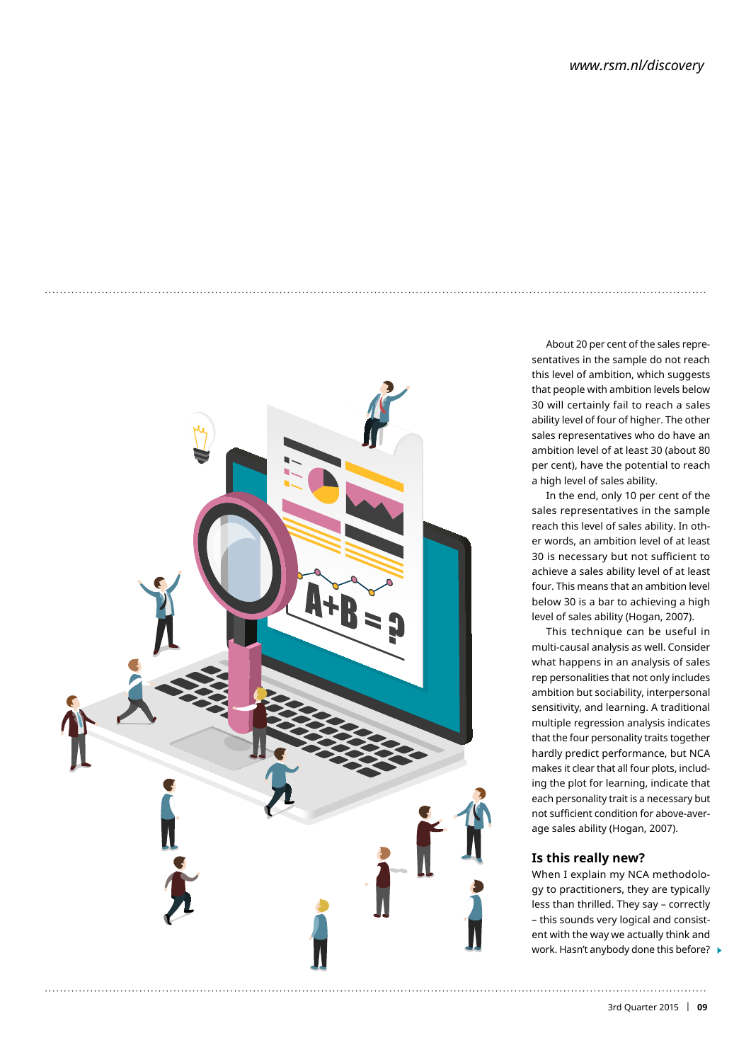About 20 per cent of the sales representatives in the sample do not reach this level of ambition, which suggests that people with ambition levels below 30 will certainly fail to reach a sales ability level of four of higher. The other sales representatives who do have an ambition level of at least 30 (about 80 per cent), have the potential to reach a high level of sales ability.

In the end, only 10 per cent of the sales representatives in the sample reach this level of sales ability. In other words, an ambition level of at least 30 is necessary but not sufficient to achieve a sales ability level of at least four. This means that an ambition level below 30 is a bar to achieving a high level of sales ability (Hogan, 2007).

This technique can be useful in multi-causal analysis as well. Consider what happens in an analysis of sales rep personalities that not only includes ambition but sociability, interpersonal sensitivity, and learning. A traditional multiple regression analysis indicates that the four personality traits together hardly predict performance, but NCA makes it clear that all four plots, including the plot for learning, indicate that each personality trait is a necessary but not sufficient condition for above-average sales ability (Hogan, 2007).

## Is this really new?

When I explain my NCA methodology to practitioners, they are typically less than thrilled. They say – correctly – this sounds very logical and consistent with the way we actually think and work. Hasn't anybody done this before?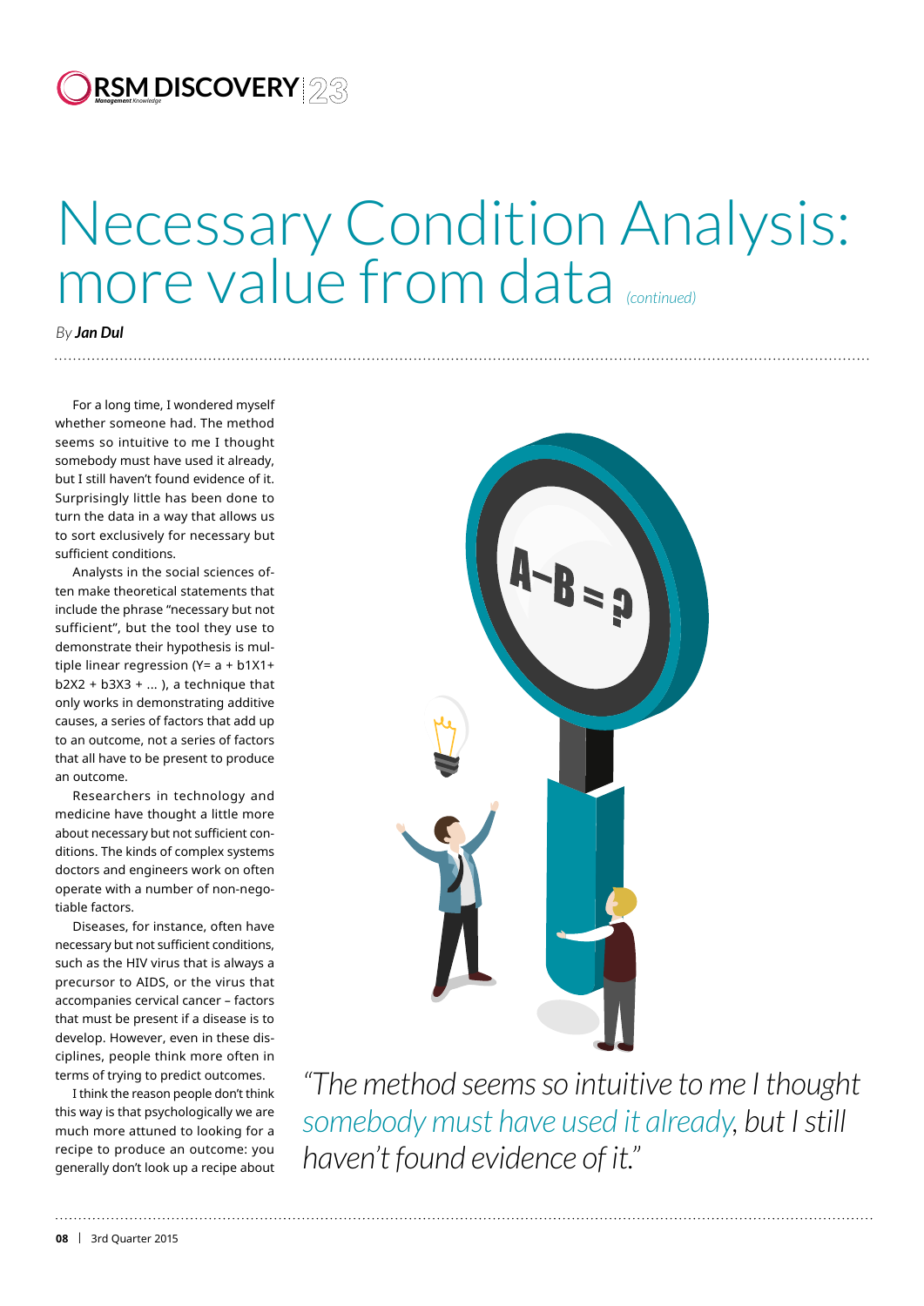# Necessary Condition Analysis: more value from data *(continued)*

*By **Jan Dul***

For a long time, I wondered myself whether someone had. The method seems so intuitive to me I thought somebody must have used it already, but I still haven't found evidence of it. Surprisingly little has been done to turn the data in a way that allows us to sort exclusively for necessary but sufficient conditions.

Analysts in the social sciences often make theoretical statements that include the phrase "necessary but not sufficient", but the tool they use to demonstrate their hypothesis is multiple linear regression (Y= a + b1X1+ b2X2 + b3X3 + ... ), a technique that only works in demonstrating additive causes, a series of factors that add up to an outcome, not a series of factors that all have to be present to produce an outcome.

Researchers in technology and medicine have thought a little more about necessary but not sufficient conditions. The kinds of complex systems doctors and engineers work on often operate with a number of non-negotiable factors.

Diseases, for instance, often have necessary but not sufficient conditions, such as the HIV virus that is always a precursor to AIDS, or the virus that accompanies cervical cancer – factors that must be present if a disease is to develop. However, even in these disciplines, people think more often in terms of trying to predict outcomes.

I think the reason people don't think this way is that psychologically we are much more attuned to looking for a recipe to produce an outcome: you generally don't look up a recipe about

*"The method seems so intuitive to me I thought somebody must have used it already, but I still haven't found evidence of it."*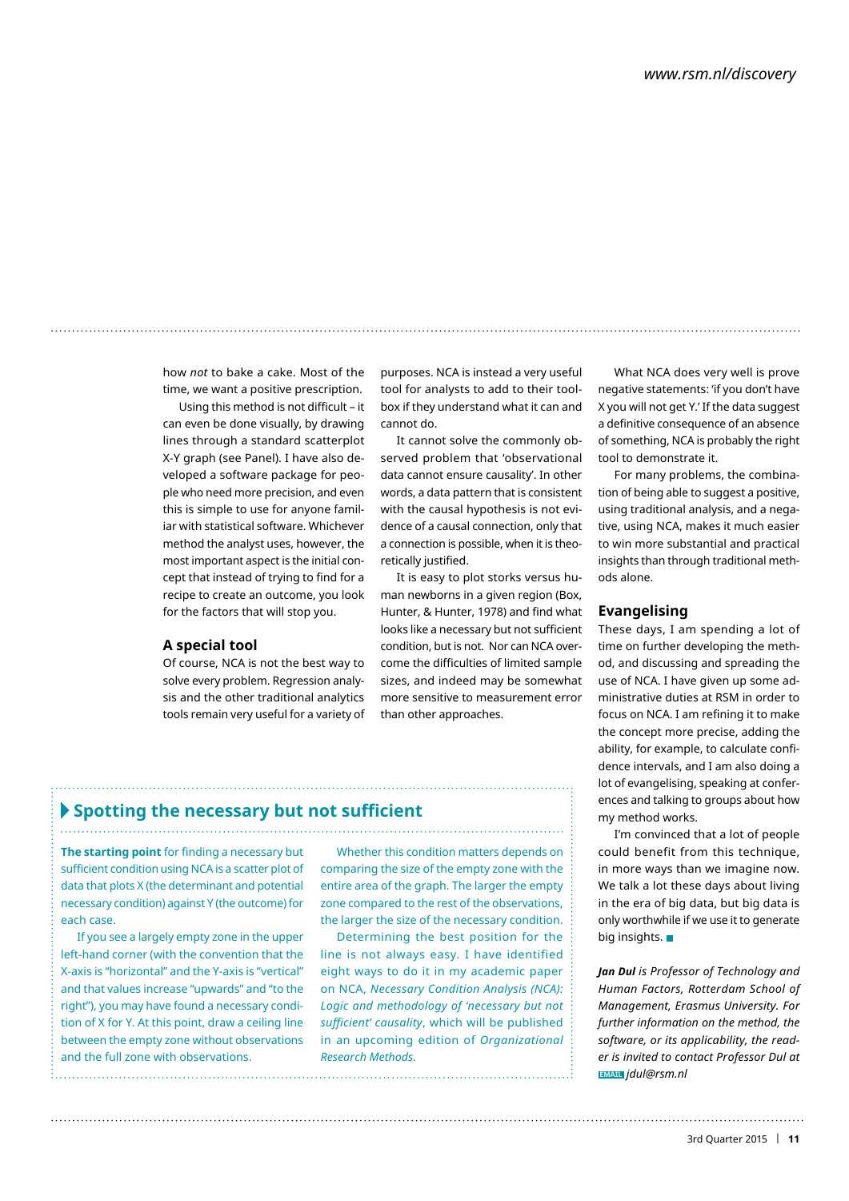how *not* to bake a cake. Most of the time, we want a positive prescription.

Using this method is not difficult – it can even be done visually, by drawing lines through a standard scatterplot X-Y graph (see Panel). I have also developed a software package for people who need more precision, and even this is simple to use for anyone familiar with statistical software. Whichever method the analyst uses, however, the most important aspect is the initial concept that instead of trying to find for a recipe to create an outcome, you look for the factors that will stop you.

## A special tool

Of course, NCA is not the best way to solve every problem. Regression analysis and the other traditional analytics tools remain very useful for a variety of purposes. NCA is instead a very useful tool for analysts to add to their toolbox if they understand what it can and cannot do.

It cannot solve the commonly observed problem that 'observational data cannot ensure causality'. In other words, a data pattern that is consistent with the causal hypothesis is not evidence of a causal connection, only that a connection is possible, when it is theoretically justified.

It is easy to plot storks versus human newborns in a given region (Box, Hunter, & Hunter, 1978) and find what looks like a necessary but not sufficient condition, but is not. Nor can NCA overcome the difficulties of limited sample sizes, and indeed may be somewhat more sensitive to measurement error than other approaches.

What NCA does very well is prove negative statements: 'if you don't have X you will not get Y.' If the data suggest a definitive consequence of an absence of something, NCA is probably the right tool to demonstrate it.

For many problems, the combination of being able to suggest a positive, using traditional analysis, and a negative, using NCA, makes it much easier to win more substantial and practical insights than through traditional methods alone.

## Evangelising

These days, I am spending a lot of time on further developing the method, and discussing and spreading the use of NCA. I have given up some administrative duties at RSM in order to focus on NCA. I am refining it to make the concept more precise, adding the ability, for example, to calculate confidence intervals, and I am also doing a lot of evangelising, speaking at conferences and talking to groups about how my method works.

I'm convinced that a lot of people could benefit from this technique, in more ways than we imagine now. We talk a lot these days about living in the era of big data, but big data is only worthwhile if we use it to generate big insights.

***Jan Dul** is Professor of Technology and Human Factors, Rotterdam School of Management, Erasmus University. For further information on the method, the software, or its applicability, the reader is invited to contact Professor Dul at* EMAIL *jdul@rsm.nl*

## Spotting the necessary but not sufficient

**The starting point** for finding a necessary but sufficient condition using NCA is a scatter plot of data that plots X (the determinant and potential necessary condition) against Y (the outcome) for each case.

If you see a largely empty zone in the upper left-hand corner (with the convention that the X-axis is "horizontal" and the Y-axis is "vertical" and that values increase "upwards" and "to the right"), you may have found a necessary condition of X for Y. At this point, draw a ceiling line between the empty zone without observations and the full zone with observations.

Whether this condition matters depends on comparing the size of the empty zone with the entire area of the graph. The larger the empty zone compared to the rest of the observations, the larger the size of the necessary condition.

Determining the best position for the line is not always easy. I have identified eight ways to do it in my academic paper on NCA, *Necessary Condition Analysis (NCA): Logic and methodology of 'necessary but not sufficient' causality*, which will be published in an upcoming edition of *Organizational Research Methods*.